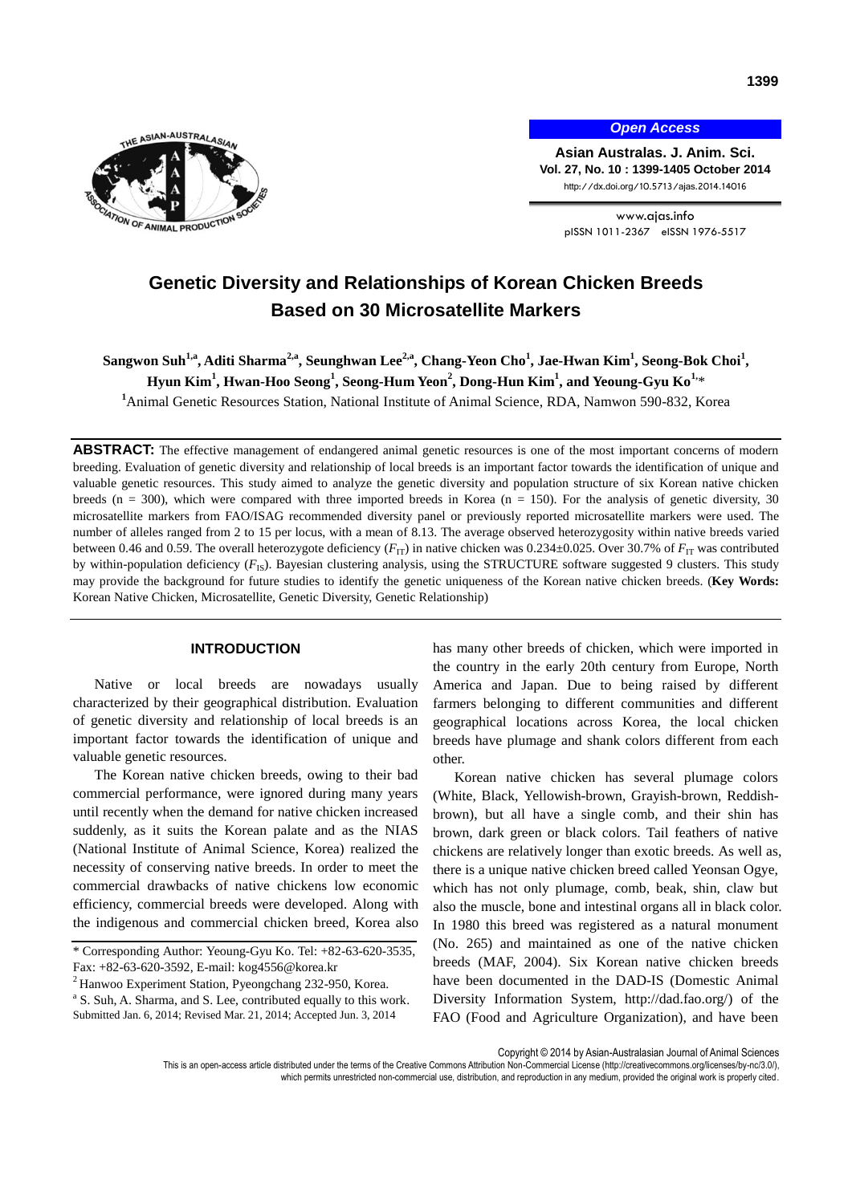Open Access

Asian Australas. J. Anim. Sci.
Vol. 27, No. 10 : 1399-1405 October 2014
http://dx.doi.org/10.5713/ajas.2014.14016

www.ajas.info
pISSN 1011-2367 eISSN 1976-5517

# Genetic Diversity and Relationships of Korean Chicken Breeds Based on 30 Microsatellite Markers

**Sangwon Suh[1,a], Aditi Sharma[2,a], Seunghwan Lee[2,a], Chang-Yeon Cho[1], Jae-Hwan Kim[1], Seong-Bok Choi[1], Hyun Kim[1], Hwan-Hoo Seong[1], Seong-Hum Yeon[2], Dong-Hun Kim[1], and Yeoung-Gyu Ko[1,]***

[1]Animal Genetic Resources Station, National Institute of Animal Science, RDA, Namwon 590-832, Korea

**ABSTRACT:** The effective management of endangered animal genetic resources is one of the most important concerns of modern breeding. Evaluation of genetic diversity and relationship of local breeds is an important factor towards the identification of unique and valuable genetic resources. This study aimed to analyze the genetic diversity and population structure of six Korean native chicken breeds (n = 300), which were compared with three imported breeds in Korea (n = 150). For the analysis of genetic diversity, 30 microsatellite markers from FAO/ISAG recommended diversity panel or previously reported microsatellite markers were used. The number of alleles ranged from 2 to 15 per locus, with a mean of 8.13. The average observed heterozygosity within native breeds varied between 0.46 and 0.59. The overall heterozygote deficiency ($F_{IT}$) in native chicken was 0.234±0.025. Over 30.7% of $F_{IT}$ was contributed by within-population deficiency ($F_{IS}$). Bayesian clustering analysis, using the STRUCTURE software suggested 9 clusters. This study may provide the background for future studies to identify the genetic uniqueness of the Korean native chicken breeds. (**Key Words:** Korean Native Chicken, Microsatellite, Genetic Diversity, Genetic Relationship)

## INTRODUCTION

Native or local breeds are nowadays usually characterized by their geographical distribution. Evaluation of genetic diversity and relationship of local breeds is an important factor towards the identification of unique and valuable genetic resources.

The Korean native chicken breeds, owing to their bad commercial performance, were ignored during many years until recently when the demand for native chicken increased suddenly, as it suits the Korean palate and as the NIAS (National Institute of Animal Science, Korea) realized the necessity of conserving native breeds. In order to meet the commercial drawbacks of native chickens low economic efficiency, commercial breeds were developed. Along with the indigenous and commercial chicken breed, Korea also has many other breeds of chicken, which were imported in the country in the early 20th century from Europe, North America and Japan. Due to being raised by different farmers belonging to different communities and different geographical locations across Korea, the local chicken breeds have plumage and shank colors different from each other.

Korean native chicken has several plumage colors (White, Black, Yellowish-brown, Grayish-brown, Reddish-brown), but all have a single comb, and their shin has brown, dark green or black colors. Tail feathers of native chickens are relatively longer than exotic breeds. As well as, there is a unique native chicken breed called Yeonsan Ogye, which has not only plumage, comb, beak, shin, claw but also the muscle, bone and intestinal organs all in black color. In 1980 this breed was registered as a natural monument (No. 265) and maintained as one of the native chicken breeds (MAF, 2004). Six Korean native chicken breeds have been documented in the DAD-IS (Domestic Animal Diversity Information System, http://dad.fao.org/) of the FAO (Food and Agriculture Organization), and have been

\* Corresponding Author: Yeoung-Gyu Ko. Tel: +82-63-620-3535, Fax: +82-63-620-3592, E-mail: kog4556@korea.kr

[2] Hanwoo Experiment Station, Pyeongchang 232-950, Korea.

[a] S. Suh, A. Sharma, and S. Lee, contributed equally to this work.

Submitted Jan. 6, 2014; Revised Mar. 21, 2014; Accepted Jun. 3, 2014

Copyright © 2014 by Asian-Australasian Journal of Animal Sciences

This is an open-access article distributed under the terms of the Creative Commons Attribution Non-Commercial License (http://creativecommons.org/licenses/by-nc/3.0/), which permits unrestricted non-commercial use, distribution, and reproduction in any medium, provided the original work is properly cited.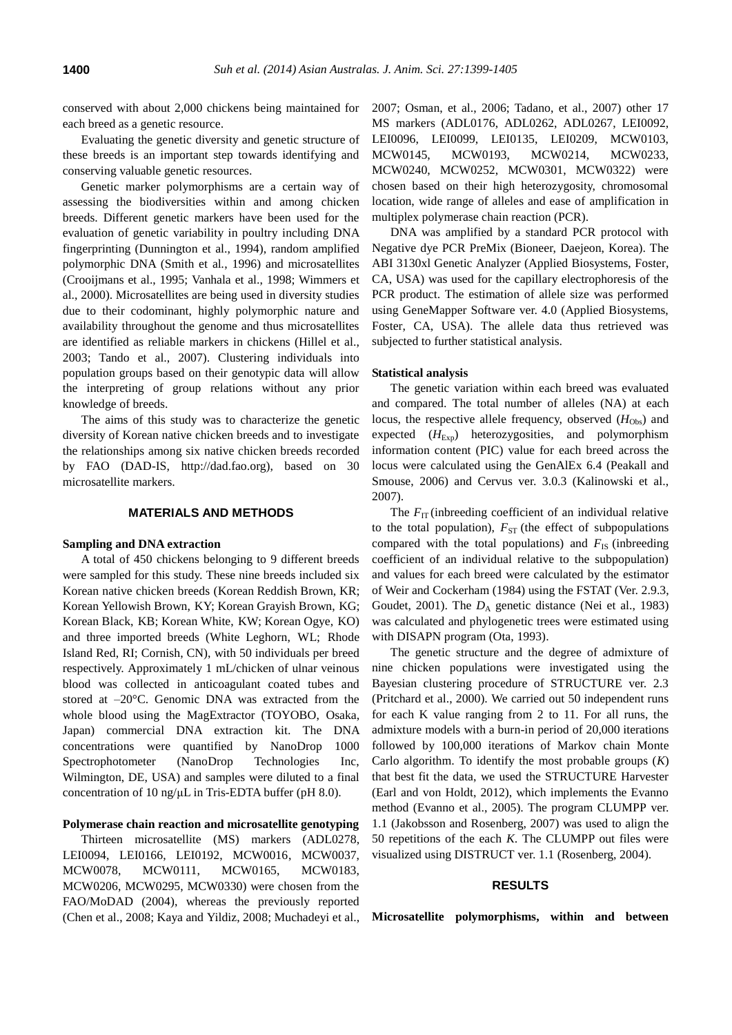conserved with about 2,000 chickens being maintained for each breed as a genetic resource.

Evaluating the genetic diversity and genetic structure of these breeds is an important step towards identifying and conserving valuable genetic resources.

Genetic marker polymorphisms are a certain way of assessing the biodiversities within and among chicken breeds. Different genetic markers have been used for the evaluation of genetic variability in poultry including DNA fingerprinting (Dunnington et al., 1994), random amplified polymorphic DNA (Smith et al., 1996) and microsatellites (Crooijmans et al., 1995; Vanhala et al., 1998; Wimmers et al., 2000). Microsatellites are being used in diversity studies due to their codominant, highly polymorphic nature and availability throughout the genome and thus microsatellites are identified as reliable markers in chickens (Hillel et al., 2003; Tando et al., 2007). Clustering individuals into population groups based on their genotypic data will allow the interpreting of group relations without any prior knowledge of breeds.

The aims of this study was to characterize the genetic diversity of Korean native chicken breeds and to investigate the relationships among six native chicken breeds recorded by FAO (DAD-IS, http://dad.fao.org), based on 30 microsatellite markers.

## MATERIALS AND METHODS

### Sampling and DNA extraction

A total of 450 chickens belonging to 9 different breeds were sampled for this study. These nine breeds included six Korean native chicken breeds (Korean Reddish Brown, KR; Korean Yellowish Brown, KY; Korean Grayish Brown, KG; Korean Black, KB; Korean White, KW; Korean Ogye, KO) and three imported breeds (White Leghorn, WL; Rhode Island Red, RI; Cornish, CN), with 50 individuals per breed respectively. Approximately 1 mL/chicken of ulnar veinous blood was collected in anticoagulant coated tubes and stored at –20°C. Genomic DNA was extracted from the whole blood using the MagExtractor (TOYOBO, Osaka, Japan) commercial DNA extraction kit. The DNA concentrations were quantified by NanoDrop 1000 Spectrophotometer (NanoDrop Technologies Inc, Wilmington, DE, USA) and samples were diluted to a final concentration of 10 ng/μL in Tris-EDTA buffer (pH 8.0).

### Polymerase chain reaction and microsatellite genotyping

Thirteen microsatellite (MS) markers (ADL0278, LEI0094, LEI0166, LEI0192, MCW0016, MCW0037, MCW0078, MCW0111, MCW0165, MCW0183, MCW0206, MCW0295, MCW0330) were chosen from the FAO/MoDAD (2004), whereas the previously reported (Chen et al., 2008; Kaya and Yildiz, 2008; Muchadeyi et al., 2007; Osman, et al., 2006; Tadano, et al., 2007) other 17 MS markers (ADL0176, ADL0262, ADL0267, LEI0092, LEI0096, LEI0099, LEI0135, LEI0209, MCW0103, MCW0145, MCW0193, MCW0214, MCW0233, MCW0240, MCW0252, MCW0301, MCW0322) were chosen based on their high heterozygosity, chromosomal location, wide range of alleles and ease of amplification in multiplex polymerase chain reaction (PCR).

DNA was amplified by a standard PCR protocol with Negative dye PCR PreMix (Bioneer, Daejeon, Korea). The ABI 3130xl Genetic Analyzer (Applied Biosystems, Foster, CA, USA) was used for the capillary electrophoresis of the PCR product. The estimation of allele size was performed using GeneMapper Software ver. 4.0 (Applied Biosystems, Foster, CA, USA). The allele data thus retrieved was subjected to further statistical analysis.

### Statistical analysis

The genetic variation within each breed was evaluated and compared. The total number of alleles (NA) at each locus, the respective allele frequency, observed ($H_{Obs}$) and expected ($H_{Exp}$) heterozygosities, and polymorphism information content (PIC) value for each breed across the locus were calculated using the GenAlEx 6.4 (Peakall and Smouse, 2006) and Cervus ver. 3.0.3 (Kalinowski et al., 2007).

The $F_{IT}$ (inbreeding coefficient of an individual relative to the total population), $F_{ST}$ (the effect of subpopulations compared with the total populations) and $F_{IS}$ (inbreeding coefficient of an individual relative to the subpopulation) and values for each breed were calculated by the estimator of Weir and Cockerham (1984) using the FSTAT (Ver. 2.9.3, Goudet, 2001). The $D_A$ genetic distance (Nei et al., 1983) was calculated and phylogenetic trees were estimated using with DISAPN program (Ota, 1993).

The genetic structure and the degree of admixture of nine chicken populations were investigated using the Bayesian clustering procedure of STRUCTURE ver. 2.3 (Pritchard et al., 2000). We carried out 50 independent runs for each K value ranging from 2 to 11. For all runs, the admixture models with a burn-in period of 20,000 iterations followed by 100,000 iterations of Markov chain Monte Carlo algorithm. To identify the most probable groups ($K$) that best fit the data, we used the STRUCTURE Harvester (Earl and von Holdt, 2012), which implements the Evanno method (Evanno et al., 2005). The program CLUMPP ver. 1.1 (Jakobsson and Rosenberg, 2007) was used to align the 50 repetitions of the each $K$. The CLUMPP out files were visualized using DISTRUCT ver. 1.1 (Rosenberg, 2004).

## RESULTS

### Microsatellite polymorphisms, within and between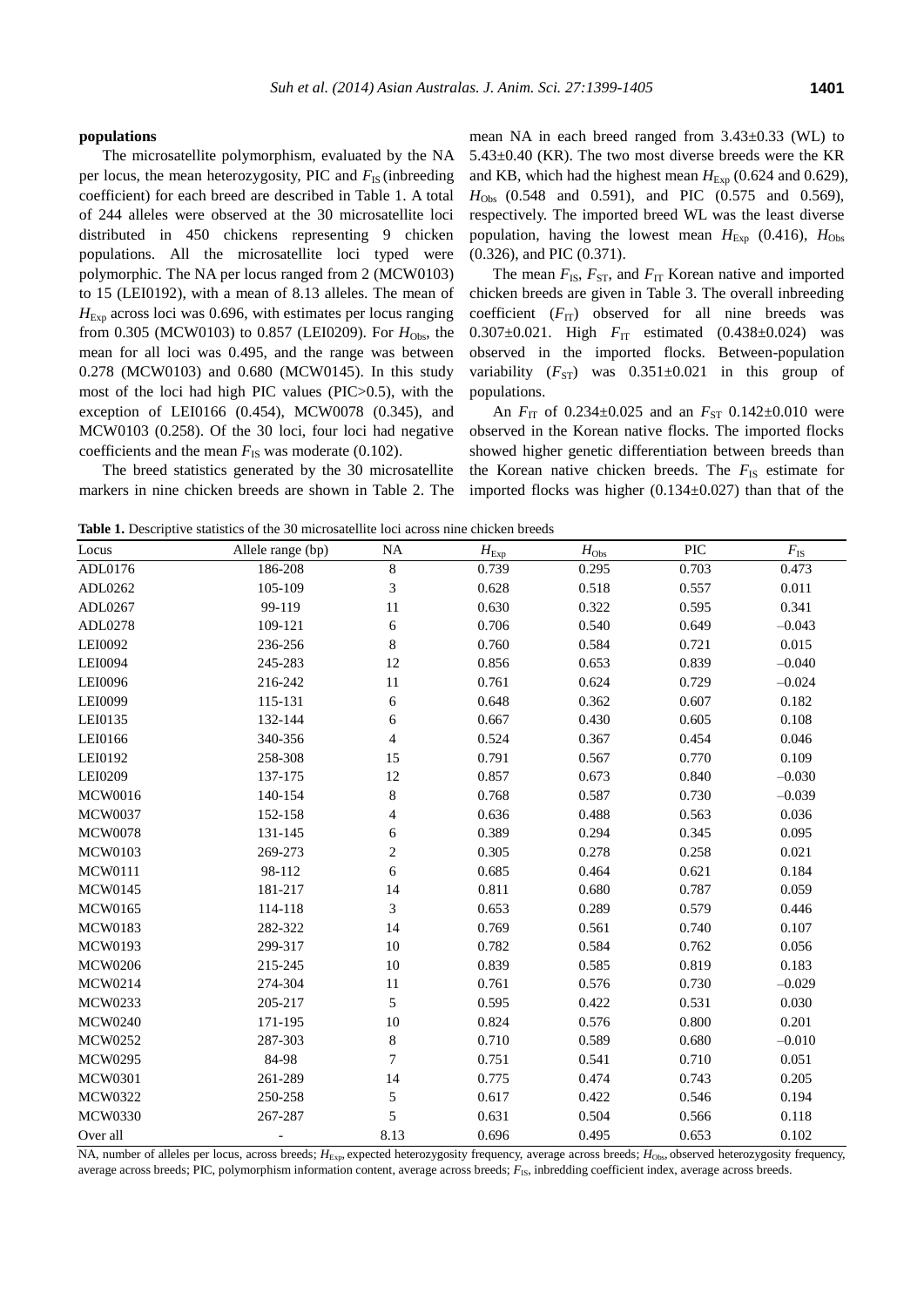**populations**

The microsatellite polymorphism, evaluated by the NA per locus, the mean heterozygosity, PIC and $F_{IS}$ (inbreeding coefficient) for each breed are described in Table 1. A total of 244 alleles were observed at the 30 microsatellite loci distributed in 450 chickens representing 9 chicken populations. All the microsatellite loci typed were polymorphic. The NA per locus ranged from 2 (MCW0103) to 15 (LEI0192), with a mean of 8.13 alleles. The mean of $H_{Exp}$ across loci was 0.696, with estimates per locus ranging from 0.305 (MCW0103) to 0.857 (LEI0209). For $H_{Obs}$, the mean for all loci was 0.495, and the range was between 0.278 (MCW0103) and 0.680 (MCW0145). In this study most of the loci had high PIC values (PIC>0.5), with the exception of LEI0166 (0.454), MCW0078 (0.345), and MCW0103 (0.258). Of the 30 loci, four loci had negative coefficients and the mean $F_{IS}$ was moderate (0.102).

The breed statistics generated by the 30 microsatellite markers in nine chicken breeds are shown in Table 2. The mean NA in each breed ranged from 3.43±0.33 (WL) to 5.43±0.40 (KR). The two most diverse breeds were the KR and KB, which had the highest mean $H_{Exp}$ (0.624 and 0.629), $H_{Obs}$ (0.548 and 0.591), and PIC (0.575 and 0.569), respectively. The imported breed WL was the least diverse population, having the lowest mean $H_{Exp}$ (0.416), $H_{Obs}$ (0.326), and PIC (0.371).

The mean $F_{IS}$, $F_{ST}$, and $F_{IT}$ Korean native and imported chicken breeds are given in Table 3. The overall inbreeding coefficient ($F_{IT}$) observed for all nine breeds was 0.307±0.021. High $F_{IT}$ estimated (0.438±0.024) was observed in the imported flocks. Between-population variability ($F_{ST}$) was 0.351±0.021 in this group of populations.

An $F_{IT}$ of 0.234±0.025 and an $F_{ST}$ 0.142±0.010 were observed in the Korean native flocks. The imported flocks showed higher genetic differentiation between breeds than the Korean native chicken breeds. The $F_{IS}$ estimate for imported flocks was higher (0.134±0.027) than that of the

**Table 1.** Descriptive statistics of the 30 microsatellite loci across nine chicken breeds

| Locus | Allele range (bp) | NA | $H_{Exp}$ | $H_{Obs}$ | PIC | $F_{IS}$ |
|---|---|---|---|---|---|---|
| ADL0176 | 186-208 | 8 | 0.739 | 0.295 | 0.703 | 0.473 |
| ADL0262 | 105-109 | 3 | 0.628 | 0.518 | 0.557 | 0.011 |
| ADL0267 | 99-119 | 11 | 0.630 | 0.322 | 0.595 | 0.341 |
| ADL0278 | 109-121 | 6 | 0.706 | 0.540 | 0.649 | –0.043 |
| LEI0092 | 236-256 | 8 | 0.760 | 0.584 | 0.721 | 0.015 |
| LEI0094 | 245-283 | 12 | 0.856 | 0.653 | 0.839 | –0.040 |
| LEI0096 | 216-242 | 11 | 0.761 | 0.624 | 0.729 | –0.024 |
| LEI0099 | 115-131 | 6 | 0.648 | 0.362 | 0.607 | 0.182 |
| LEI0135 | 132-144 | 6 | 0.667 | 0.430 | 0.605 | 0.108 |
| LEI0166 | 340-356 | 4 | 0.524 | 0.367 | 0.454 | 0.046 |
| LEI0192 | 258-308 | 15 | 0.791 | 0.567 | 0.770 | 0.109 |
| LEI0209 | 137-175 | 12 | 0.857 | 0.673 | 0.840 | –0.030 |
| MCW0016 | 140-154 | 8 | 0.768 | 0.587 | 0.730 | –0.039 |
| MCW0037 | 152-158 | 4 | 0.636 | 0.488 | 0.563 | 0.036 |
| MCW0078 | 131-145 | 6 | 0.389 | 0.294 | 0.345 | 0.095 |
| MCW0103 | 269-273 | 2 | 0.305 | 0.278 | 0.258 | 0.021 |
| MCW0111 | 98-112 | 6 | 0.685 | 0.464 | 0.621 | 0.184 |
| MCW0145 | 181-217 | 14 | 0.811 | 0.680 | 0.787 | 0.059 |
| MCW0165 | 114-118 | 3 | 0.653 | 0.289 | 0.579 | 0.446 |
| MCW0183 | 282-322 | 14 | 0.769 | 0.561 | 0.740 | 0.107 |
| MCW0193 | 299-317 | 10 | 0.782 | 0.584 | 0.762 | 0.056 |
| MCW0206 | 215-245 | 10 | 0.839 | 0.585 | 0.819 | 0.183 |
| MCW0214 | 274-304 | 11 | 0.761 | 0.576 | 0.730 | –0.029 |
| MCW0233 | 205-217 | 5 | 0.595 | 0.422 | 0.531 | 0.030 |
| MCW0240 | 171-195 | 10 | 0.824 | 0.576 | 0.800 | 0.201 |
| MCW0252 | 287-303 | 8 | 0.710 | 0.589 | 0.680 | –0.010 |
| MCW0295 | 84-98 | 7 | 0.751 | 0.541 | 0.710 | 0.051 |
| MCW0301 | 261-289 | 14 | 0.775 | 0.474 | 0.743 | 0.205 |
| MCW0322 | 250-258 | 5 | 0.617 | 0.422 | 0.546 | 0.194 |
| MCW0330 | 267-287 | 5 | 0.631 | 0.504 | 0.566 | 0.118 |
| Over all | - | 8.13 | 0.696 | 0.495 | 0.653 | 0.102 |

NA, number of alleles per locus, across breeds; $H_{Exp}$, expected heterozygosity frequency, average across breeds; $H_{Obs}$, observed heterozygosity frequency, average across breeds; PIC, polymorphism information content, average across breeds; $F_{IS}$, inbredding coefficient index, average across breeds.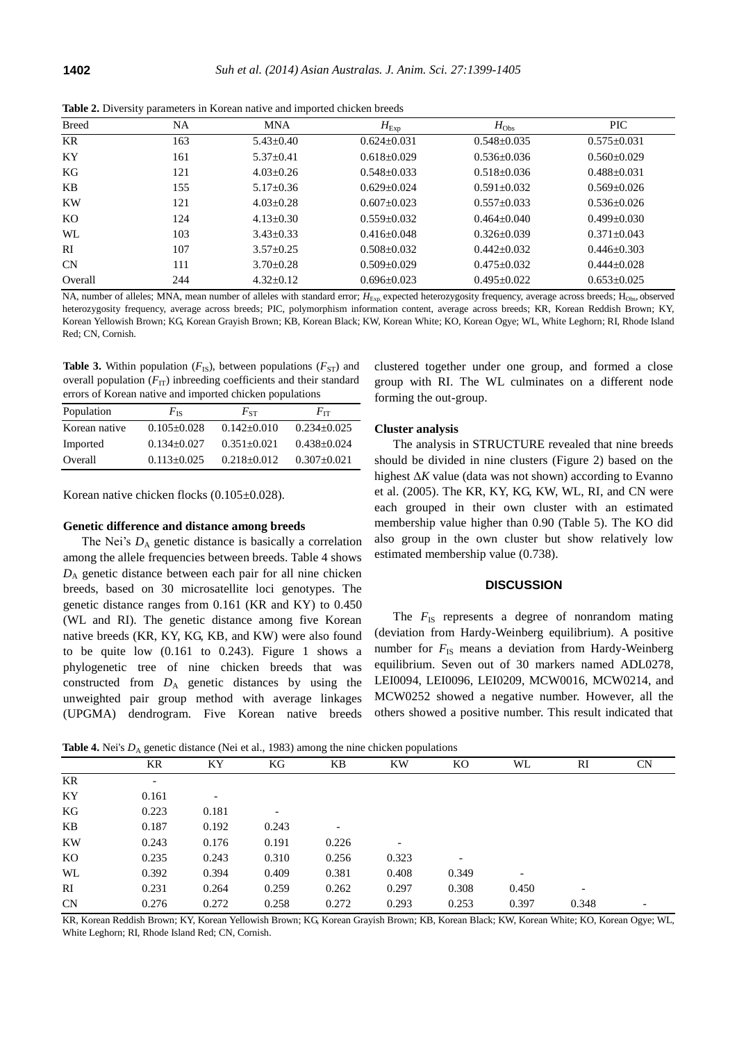**Table 2.** Diversity parameters in Korean native and imported chicken breeds

| Breed | NA | MNA | $H_{Exp}$ | $H_{Obs}$ | PIC |
|---|---|---|---|---|---|
| KR | 163 | 5.43±0.40 | 0.624±0.031 | 0.548±0.035 | 0.575±0.031 |
| KY | 161 | 5.37±0.41 | 0.618±0.029 | 0.536±0.036 | 0.560±0.029 |
| KG | 121 | 4.03±0.26 | 0.548±0.033 | 0.518±0.036 | 0.488±0.031 |
| KB | 155 | 5.17±0.36 | 0.629±0.024 | 0.591±0.032 | 0.569±0.026 |
| KW | 121 | 4.03±0.28 | 0.607±0.023 | 0.557±0.033 | 0.536±0.026 |
| KO | 124 | 4.13±0.30 | 0.559±0.032 | 0.464±0.040 | 0.499±0.030 |
| WL | 103 | 3.43±0.33 | 0.416±0.048 | 0.326±0.039 | 0.371±0.043 |
| RI | 107 | 3.57±0.25 | 0.508±0.032 | 0.442±0.032 | 0.446±0.303 |
| CN | 111 | 3.70±0.28 | 0.509±0.029 | 0.475±0.032 | 0.444±0.028 |
| Overall | 244 | 4.32±0.12 | 0.696±0.023 | 0.495±0.022 | 0.653±0.025 |

NA, number of alleles; MNA, mean number of alleles with standard error; $H_{Exp}$, expected heterozygosity frequency, average across breeds; $H_{Obs}$, observed heterozygosity frequency, average across breeds; PIC, polymorphism information content, average across breeds; KR, Korean Reddish Brown; KY, Korean Yellowish Brown; KG, Korean Grayish Brown; KB, Korean Black; KW, Korean White; KO, Korean Ogye; WL, White Leghorn; RI, Rhode Island Red; CN, Cornish.

**Table 3.** Within population ($F_{IS}$), between populations ($F_{ST}$) and overall population ($F_{IT}$) inbreeding coefficients and their standard errors of Korean native and imported chicken populations

| Population | $F_{IS}$ | $F_{ST}$ | $F_{IT}$ |
|---|---|---|---|
| Korean native | 0.105±0.028 | 0.142±0.010 | 0.234±0.025 |
| Imported | 0.134±0.027 | 0.351±0.021 | 0.438±0.024 |
| Overall | 0.113±0.025 | 0.218±0.012 | 0.307±0.021 |

Korean native chicken flocks (0.105±0.028).

#### Genetic difference and distance among breeds

The Nei's $D_A$ genetic distance is basically a correlation among the allele frequencies between breeds. Table 4 shows $D_A$ genetic distance between each pair for all nine chicken breeds, based on 30 microsatellite loci genotypes. The genetic distance ranges from 0.161 (KR and KY) to 0.450 (WL and RI). The genetic distance among five Korean native breeds (KR, KY, KG, KB, and KW) were also found to be quite low (0.161 to 0.243). Figure 1 shows a phylogenetic tree of nine chicken breeds that was constructed from $D_A$ genetic distances by using the unweighted pair group method with average linkages (UPGMA) dendrogram. Five Korean native breeds clustered together under one group, and formed a close group with RI. The WL culminates on a different node forming the out-group.

#### Cluster analysis

The analysis in STRUCTURE revealed that nine breeds should be divided in nine clusters (Figure 2) based on the highest Δ$K$ value (data was not shown) according to Evanno et al. (2005). The KR, KY, KG, KW, WL, RI, and CN were each grouped in their own cluster with an estimated membership value higher than 0.90 (Table 5). The KO did also group in the own cluster but show relatively low estimated membership value (0.738).

### DISCUSSION

The $F_{IS}$ represents a degree of nonrandom mating (deviation from Hardy-Weinberg equilibrium). A positive number for $F_{IS}$ means a deviation from Hardy-Weinberg equilibrium. Seven out of 30 markers named ADL0278, LEI0094, LEI0096, LEI0209, MCW0016, MCW0214, and MCW0252 showed a negative number. However, all the others showed a positive number. This result indicated that

**Table 4.** Nei's $D_A$ genetic distance (Nei et al., 1983) among the nine chicken populations

| | KR | KY | KG | KB | KW | KO | WL | RI | CN |
|---|---|---|---|---|---|---|---|---|---|
| KR | - | | | | | | | | |
| KY | 0.161 | - | | | | | | | |
| KG | 0.223 | 0.181 | - | | | | | | |
| KB | 0.187 | 0.192 | 0.243 | - | | | | | |
| KW | 0.243 | 0.176 | 0.191 | 0.226 | - | | | | |
| KO | 0.235 | 0.243 | 0.310 | 0.256 | 0.323 | - | | | |
| WL | 0.392 | 0.394 | 0.409 | 0.381 | 0.408 | 0.349 | - | | |
| RI | 0.231 | 0.264 | 0.259 | 0.262 | 0.297 | 0.308 | 0.450 | - | |
| CN | 0.276 | 0.272 | 0.258 | 0.272 | 0.293 | 0.253 | 0.397 | 0.348 | - |

KR, Korean Reddish Brown; KY, Korean Yellowish Brown; KG, Korean Grayish Brown; KB, Korean Black; KW, Korean White; KO, Korean Ogye; WL, White Leghorn; RI, Rhode Island Red; CN, Cornish.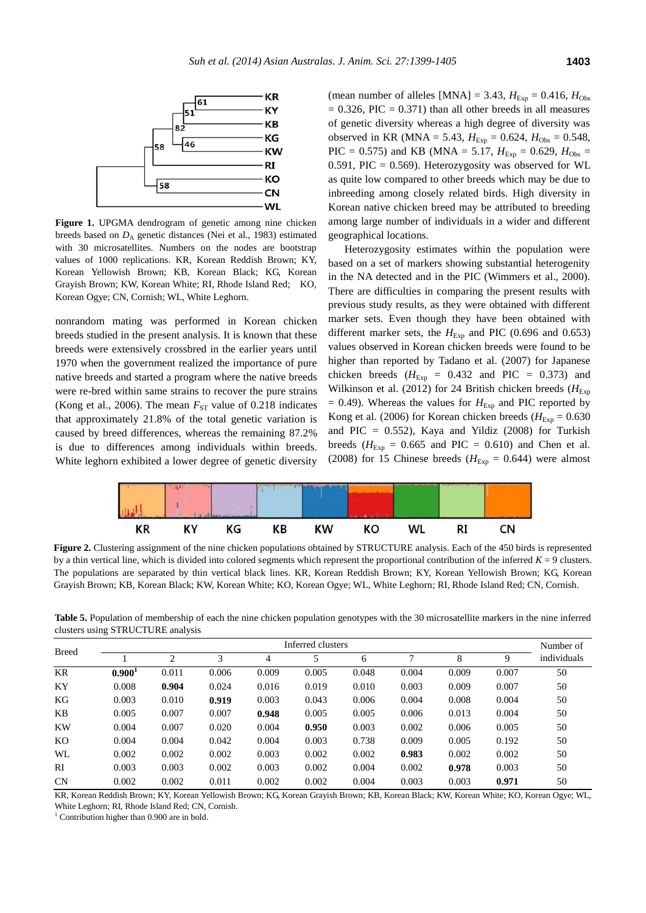**Figure 1.** UPGMA dendrogram of genetic among nine chicken breeds based on $D_A$ genetic distances (Nei et al., 1983) estimated with 30 microsatellites. Numbers on the nodes are bootstrap values of 1000 replications. KR, Korean Reddish Brown; KY, Korean Yellowish Brown; KB, Korean Black; KG, Korean Grayish Brown; KW, Korean White; RI, Rhode Island Red; KO, Korean Ogye; CN, Cornish; WL, White Leghorn.

nonrandom mating was performed in Korean chicken breeds studied in the present analysis. It is known that these breeds were extensively crossbred in the earlier years until 1970 when the government realized the importance of pure native breeds and started a program where the native breeds were re-bred within same strains to recover the pure strains (Kong et al., 2006). The mean $F_{ST}$ value of 0.218 indicates that approximately 21.8% of the total genetic variation is caused by breed differences, whereas the remaining 87.2% is due to differences among individuals within breeds. White leghorn exhibited a lower degree of genetic diversity (mean number of alleles [MNA] = 3.43, $H_{Exp}$ = 0.416, $H_{Obs}$ = 0.326, PIC = 0.371) than all other breeds in all measures of genetic diversity whereas a high degree of diversity was observed in KR (MNA = 5.43, $H_{Exp}$ = 0.624, $H_{Obs}$ = 0.548, PIC = 0.575) and KB (MNA = 5.17, $H_{Exp}$ = 0.629, $H_{Obs}$ = 0.591, PIC = 0.569). Heterozygosity was observed for WL as quite low compared to other breeds which may be due to inbreeding among closely related birds. High diversity in Korean native chicken breed may be attributed to breeding among large number of individuals in a wider and different geographical locations.

Heterozygosity estimates within the population were based on a set of markers showing substantial heterogenity in the NA detected and in the PIC (Wimmers et al., 2000). There are difficulties in comparing the present results with previous study results, as they were obtained with different marker sets. Even though they have been obtained with different marker sets, the $H_{Exp}$ and PIC (0.696 and 0.653) values observed in Korean chicken breeds were found to be higher than reported by Tadano et al. (2007) for Japanese chicken breeds ($H_{Exp}$ = 0.432 and PIC = 0.373) and Wilkinson et al. (2012) for 24 British chicken breeds ($H_{Exp}$ = 0.49). Whereas the values for $H_{Exp}$ and PIC reported by Kong et al. (2006) for Korean chicken breeds ($H_{Exp}$ = 0.630 and PIC = 0.552), Kaya and Yildiz (2008) for Turkish breeds ($H_{Exp}$ = 0.665 and PIC = 0.610) and Chen et al. (2008) for 15 Chinese breeds ($H_{Exp}$ = 0.644) were almost

**Figure 2.** Clustering assignment of the nine chicken populations obtained by STRUCTURE analysis. Each of the 450 birds is represented by a thin vertical line, which is divided into colored segments which represent the proportional contribution of the inferred $K$ = 9 clusters. The populations are separated by thin vertical black lines. KR, Korean Reddish Brown; KY, Korean Yellowish Brown; KG, Korean Grayish Brown; KB, Korean Black; KW, Korean White; KO, Korean Ogye; WL, White Leghorn; RI, Rhode Island Red; CN, Cornish.

**Table 5.** Population of membership of each the nine chicken population genotypes with the 30 microsatellite markers in the nine inferred clusters using STRUCTURE analysis

| Breed | Inferred clusters | | | | | | | | | Number of individuals |
|---|---|---|---|---|---|---|---|---|---|---|
| | 1 | 2 | 3 | 4 | 5 | 6 | 7 | 8 | 9 | |
| KR | **0.900**[1] | 0.011 | 0.006 | 0.009 | 0.005 | 0.048 | 0.004 | 0.009 | 0.007 | 50 |
| KY | 0.008 | **0.904** | 0.024 | 0.016 | 0.019 | 0.010 | 0.003 | 0.009 | 0.007 | 50 |
| KG | 0.003 | 0.010 | **0.919** | 0.003 | 0.043 | 0.006 | 0.004 | 0.008 | 0.004 | 50 |
| KB | 0.005 | 0.007 | 0.007 | **0.948** | 0.005 | 0.005 | 0.006 | 0.013 | 0.004 | 50 |
| KW | 0.004 | 0.007 | 0.020 | 0.004 | **0.950** | 0.003 | 0.002 | 0.006 | 0.005 | 50 |
| KO | 0.004 | 0.004 | 0.042 | 0.004 | 0.003 | 0.738 | 0.009 | 0.005 | 0.192 | 50 |
| WL | 0.002 | 0.002 | 0.002 | 0.003 | 0.002 | 0.002 | **0.983** | 0.002 | 0.002 | 50 |
| RI | 0.003 | 0.003 | 0.002 | 0.003 | 0.002 | 0.004 | 0.002 | **0.978** | 0.003 | 50 |
| CN | 0.002 | 0.002 | 0.011 | 0.002 | 0.002 | 0.004 | 0.003 | 0.003 | **0.971** | 50 |

KR, Korean Reddish Brown; KY, Korean Yellowish Brown; KG, Korean Grayish Brown; KB, Korean Black; KW, Korean White; KO, Korean Ogye; WL, White Leghorn; RI, Rhode Island Red; CN, Cornish.

[1] Contribution higher than 0.900 are in bold.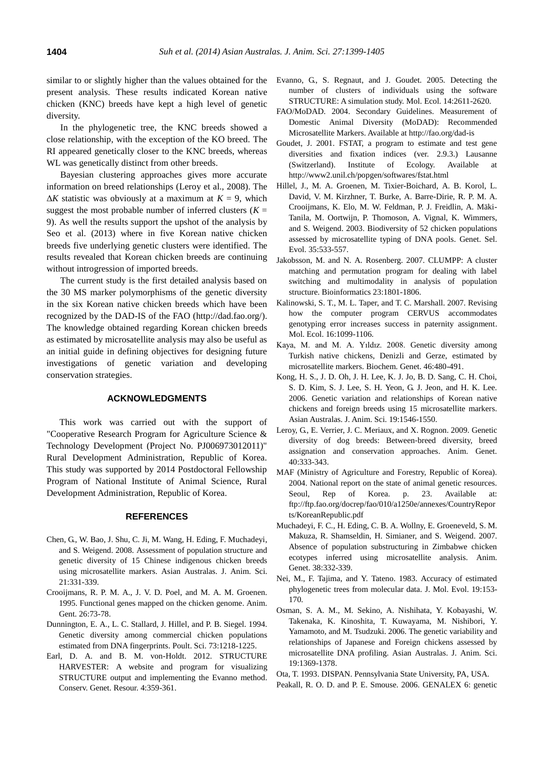similar to or slightly higher than the values obtained for the present analysis. These results indicated Korean native chicken (KNC) breeds have kept a high level of genetic diversity.

In the phylogenetic tree, the KNC breeds showed a close relationship, with the exception of the KO breed. The RI appeared genetically closer to the KNC breeds, whereas WL was genetically distinct from other breeds.

Bayesian clustering approaches gives more accurate information on breed relationships (Leroy et al., 2008). The $\Delta K$ statistic was obviously at a maximum at $K = 9$, which suggest the most probable number of inferred clusters ($K = 9$). As well the results support the upshot of the analysis by Seo et al. (2013) where in five Korean native chicken breeds five underlying genetic clusters were identified. The results revealed that Korean chicken breeds are continuing without introgression of imported breeds.

The current study is the first detailed analysis based on the 30 MS marker polymorphisms of the genetic diversity in the six Korean native chicken breeds which have been recognized by the DAD-IS of the FAO (http://dad.fao.org/). The knowledge obtained regarding Korean chicken breeds as estimated by microsatellite analysis may also be useful as an initial guide in defining objectives for designing future investigations of genetic variation and developing conservation strategies.

## ACKNOWLEDGMENTS

This work was carried out with the support of "Cooperative Research Program for Agriculture Science & Technology Development (Project No. PJ006973012011)" Rural Development Administration, Republic of Korea. This study was supported by 2014 Postdoctoral Fellowship Program of National Institute of Animal Science, Rural Development Administration, Republic of Korea.

## REFERENCES

Chen, G., W. Bao, J. Shu, C. Ji, M. Wang, H. Eding, F. Muchadeyi, and S. Weigend. 2008. Assessment of population structure and genetic diversity of 15 Chinese indigenous chicken breeds using microsatellite markers. Asian Australas. J. Anim. Sci. 21:331-339.

Crooijmans, R. P. M. A., J. V. D. Poel, and M. A. M. Groenen. 1995. Functional genes mapped on the chicken genome. Anim. Gent. 26:73-78.

Dunnington, E. A., L. C. Stallard, J. Hillel, and P. B. Siegel. 1994. Genetic diversity among commercial chicken populations estimated from DNA fingerprints. Poult. Sci. 73:1218-1225.

Earl, D. A. and B. M. von-Holdt. 2012. STRUCTURE HARVESTER: A website and program for visualizing STRUCTURE output and implementing the Evanno method. Conserv. Genet. Resour. 4:359-361.

Evanno, G., S. Regnaut, and J. Goudet. 2005. Detecting the number of clusters of individuals using the software STRUCTURE: A simulation study. Mol. Ecol. 14:2611-2620.

FAO/MoDAD. 2004. Secondary Guidelines. Measurement of Domestic Animal Diversity (MoDAD): Recommended Microsatellite Markers. Available at http://fao.org/dad-is

Goudet, J. 2001. FSTAT, a program to estimate and test gene diversities and fixation indices (ver. 2.9.3.) Lausanne (Switzerland). Institute of Ecology. Available at http://www2.unil.ch/popgen/softwares/fstat.html

Hillel, J., M. A. Groenen, M. Tixier-Boichard, A. B. Korol, L. David, V. M. Kirzhner, T. Burke, A. Barre-Dirie, R. P. M. A. Crooijmans, K. Elo, M. W. Feldman, P. J. Freidlin, A. Mäki-Tanila, M. Oortwijn, P. Thomoson, A. Vignal, K. Wimmers, and S. Weigend. 2003. Biodiversity of 52 chicken populations assessed by microsatellite typing of DNA pools. Genet. Sel. Evol. 35:533-557.

Jakobsson, M. and N. A. Rosenberg. 2007. CLUMPP: A cluster matching and permutation program for dealing with label switching and multimodality in analysis of population structure. Bioinformatics 23:1801-1806.

Kalinowski, S. T., M. L. Taper, and T. C. Marshall. 2007. Revising how the computer program CERVUS accommodates genotyping error increases success in paternity assignment. Mol. Ecol. 16:1099-1106.

Kaya, M. and M. A. Yıldız. 2008. Genetic diversity among Turkish native chickens, Denizli and Gerze, estimated by microsatellite markers. Biochem. Genet. 46:480-491.

Kong, H. S., J. D. Oh, J. H. Lee, K. J. Jo, B. D. Sang, C. H. Choi, S. D. Kim, S. J. Lee, S. H. Yeon, G. J. Jeon, and H. K. Lee. 2006. Genetic variation and relationships of Korean native chickens and foreign breeds using 15 microsatellite markers. Asian Australas. J. Anim. Sci. 19:1546-1550.

Leroy, G., E. Verrier, J. C. Meriaux, and X. Rognon. 2009. Genetic diversity of dog breeds: Between-breed diversity, breed assignation and conservation approaches. Anim. Genet. 40:333-343.

MAF (Ministry of Agriculture and Forestry, Republic of Korea). 2004. National report on the state of animal genetic resources. Seoul, Rep of Korea. p. 23. Available at: ftp://ftp.fao.org/docrep/fao/010/a1250e/annexes/CountryReports/KoreanRepublic.pdf

Muchadeyi, F. C., H. Eding, C. B. A. Wollny, E. Groeneveld, S. M. Makuza, R. Shamseldin, H. Simianer, and S. Weigend. 2007. Absence of population substructuring in Zimbabwe chicken ecotypes inferred using microsatellite analysis. Anim. Genet. 38:332-339.

Nei, M., F. Tajima, and Y. Tateno. 1983. Accuracy of estimated phylogenetic trees from molecular data. J. Mol. Evol. 19:153-170.

Osman, S. A. M., M. Sekino, A. Nishihata, Y. Kobayashi, W. Takenaka, K. Kinoshita, T. Kuwayama, M. Nishibori, Y. Yamamoto, and M. Tsudzuki. 2006. The genetic variability and relationships of Japanese and Foreign chickens assessed by microsatellite DNA profiling. Asian Australas. J. Anim. Sci. 19:1369-1378.

Ota, T. 1993. DISPAN. Pennsylvania State University, PA, USA.

Peakall, R. O. D. and P. E. Smouse. 2006. GENALEX 6: genetic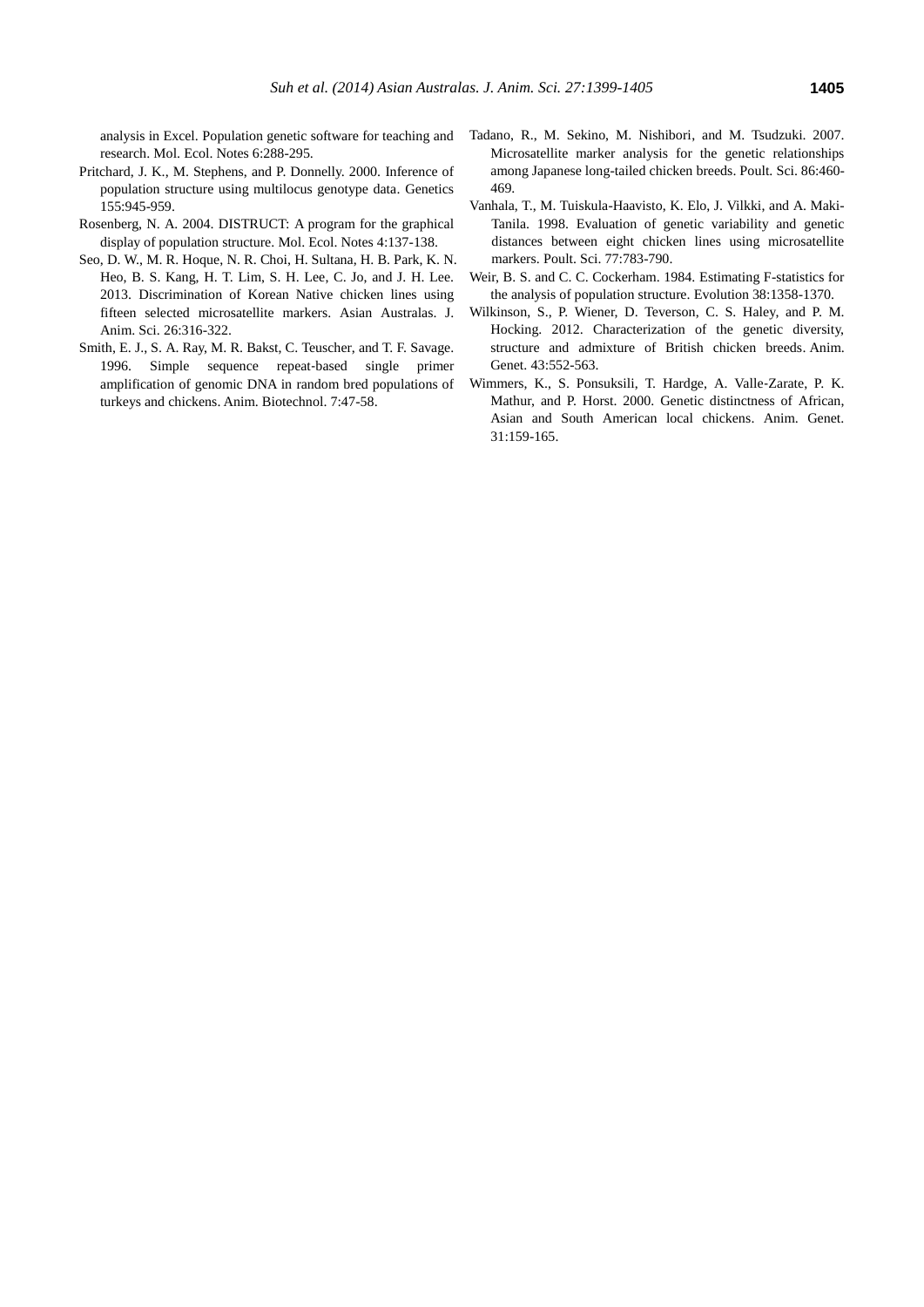analysis in Excel. Population genetic software for teaching and research. Mol. Ecol. Notes 6:288-295.

Pritchard, J. K., M. Stephens, and P. Donnelly. 2000. Inference of population structure using multilocus genotype data. Genetics 155:945-959.

Rosenberg, N. A. 2004. DISTRUCT: A program for the graphical display of population structure. Mol. Ecol. Notes 4:137-138.

Seo, D. W., M. R. Hoque, N. R. Choi, H. Sultana, H. B. Park, K. N. Heo, B. S. Kang, H. T. Lim, S. H. Lee, C. Jo, and J. H. Lee. 2013. Discrimination of Korean Native chicken lines using fifteen selected microsatellite markers. Asian Australas. J. Anim. Sci. 26:316-322.

Smith, E. J., S. A. Ray, M. R. Bakst, C. Teuscher, and T. F. Savage. 1996. Simple sequence repeat-based single primer amplification of genomic DNA in random bred populations of turkeys and chickens. Anim. Biotechnol. 7:47-58.

Tadano, R., M. Sekino, M. Nishibori, and M. Tsudzuki. 2007. Microsatellite marker analysis for the genetic relationships among Japanese long-tailed chicken breeds. Poult. Sci. 86:460-469.

Vanhala, T., M. Tuiskula-Haavisto, K. Elo, J. Vilkki, and A. Maki-Tanila. 1998. Evaluation of genetic variability and genetic distances between eight chicken lines using microsatellite markers. Poult. Sci. 77:783-790.

Weir, B. S. and C. C. Cockerham. 1984. Estimating F-statistics for the analysis of population structure. Evolution 38:1358-1370.

Wilkinson, S., P. Wiener, D. Teverson, C. S. Haley, and P. M. Hocking. 2012. Characterization of the genetic diversity, structure and admixture of British chicken breeds. Anim. Genet. 43:552-563.

Wimmers, K., S. Ponsuksili, T. Hardge, A. Valle-Zarate, P. K. Mathur, and P. Horst. 2000. Genetic distinctness of African, Asian and South American local chickens. Anim. Genet. 31:159-165.